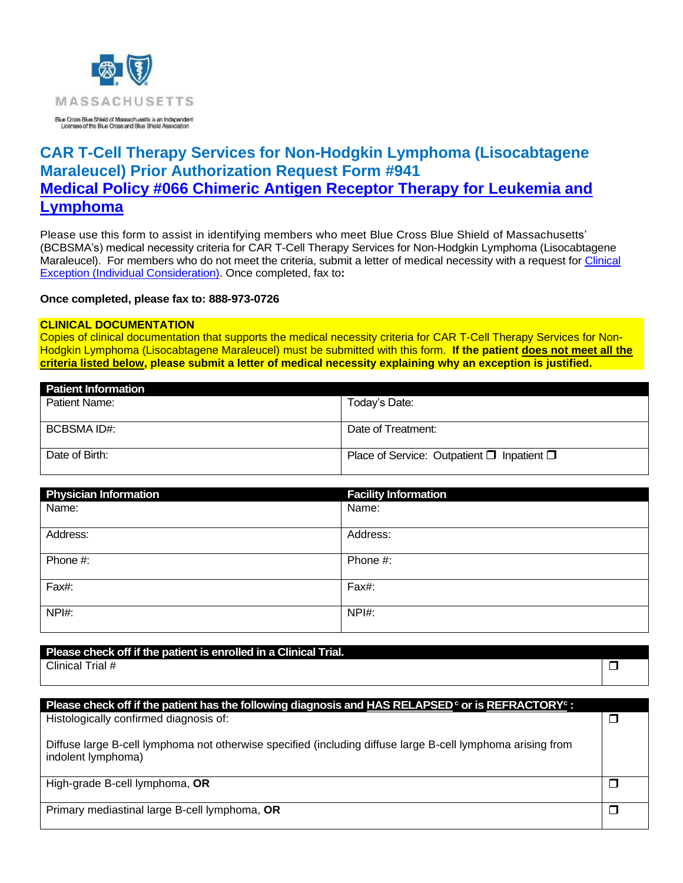MASSACHUSETTS

Blue Cross Blue Shield of Massachusetts is an Independent Licensee of the Blue Cross and Blue Shield Association

# CAR T-Cell Therapy Services for Non-Hodgkin Lymphoma (Lisocabtagene Maraleucel) Prior Authorization Request Form #941

## Medical Policy #066 Chimeric Antigen Receptor Therapy for Leukemia and Lymphoma

Please use this form to assist in identifying members who meet Blue Cross Blue Shield of Massachusetts' (BCBSMA's) medical necessity criteria for CAR T-Cell Therapy Services for Non-Hodgkin Lymphoma (Lisocabtagene Maraleucel). For members who do not meet the criteria, submit a letter of medical necessity with a request for Clinical Exception (Individual Consideration). Once completed, fax to**:**

**Once completed, please fax to: 888-973-0726**

**CLINICAL DOCUMENTATION**
Copies of clinical documentation that supports the medical necessity criteria for CAR T-Cell Therapy Services for Non-Hodgkin Lymphoma (Lisocabtagene Maraleucel) must be submitted with this form. **If the patient does not meet all the criteria listed below, please submit a letter of medical necessity explaining why an exception is justified.**

| **Patient Information** | |
|---|---|
| Patient Name: | Today's Date: |
| BCBSMA ID#: | Date of Treatment: |
| Date of Birth: | Place of Service: Outpatient ❐ Inpatient ❐ |

| **Physician Information** | **Facility Information** |
|---|---|
| Name: | Name: |
| Address: | Address: |
| Phone #: | Phone #: |
| Fax#: | Fax#: |
| NPI#: | NPI#: |

| **Please check off if the patient is enrolled in a Clinical Trial.** | |
|---|---|
| Clinical Trial # | ❐ |

| **Please check off if the patient has the following diagnosis and HAS RELAPSED[c] or is REFRACTORY[c] :** | |
|---|---|
| Histologically confirmed diagnosis of:<br><br>Diffuse large B-cell lymphoma not otherwise specified (including diffuse large B-cell lymphoma arising from indolent lymphoma) | ❐ |
| High-grade B-cell lymphoma, **OR** | ❐ |
| Primary mediastinal large B-cell lymphoma, **OR** | ❐ |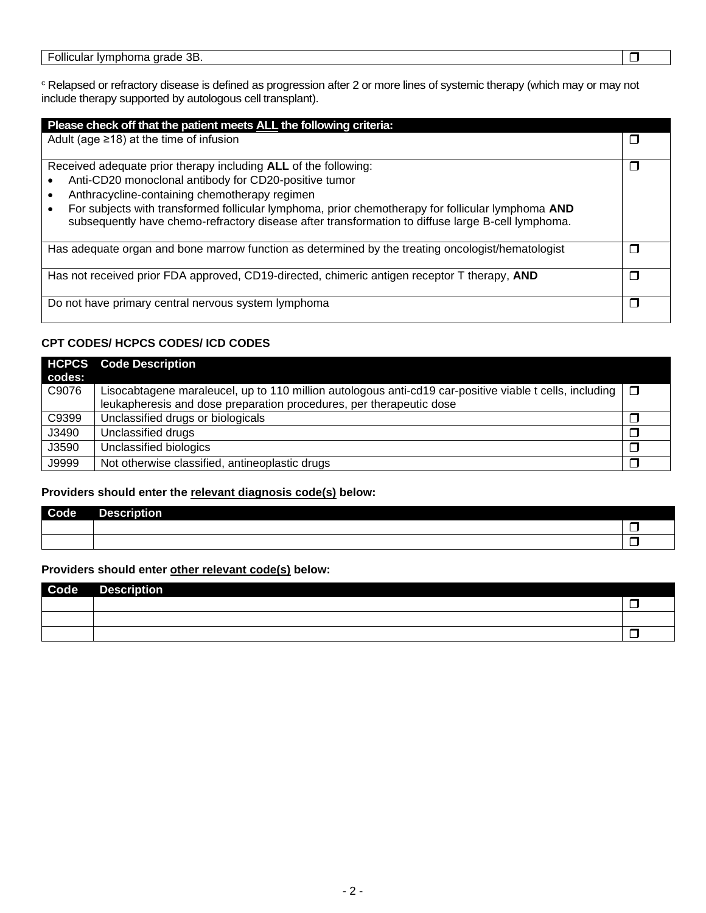| | |
|---|---|
| Follicular lymphoma grade 3B. | ❐ |

[c] Relapsed or refractory disease is defined as progression after 2 or more lines of systemic therapy (which may or may not include therapy supported by autologous cell transplant).

| **Please check off that the patient meets ALL the following criteria:** | |
|---|---|
| Adult (age ≥18) at the time of infusion | ❐ |
| Received adequate prior therapy including **ALL** of the following:<br>• Anti-CD20 monoclonal antibody for CD20-positive tumor<br>• Anthracycline-containing chemotherapy regimen<br>• For subjects with transformed follicular lymphoma, prior chemotherapy for follicular lymphoma **AND** subsequently have chemo-refractory disease after transformation to diffuse large B-cell lymphoma. | ❐ |
| Has adequate organ and bone marrow function as determined by the treating oncologist/hematologist | ❐ |
| Has not received prior FDA approved, CD19-directed, chimeric antigen receptor T therapy, **AND** | ❐ |
| Do not have primary central nervous system lymphoma | ❐ |

**CPT CODES/ HCPCS CODES/ ICD CODES**

| HCPCS codes: | Code Description | |
|---|---|---|
| C9076 | Lisocabtagene maraleucel, up to 110 million autologous anti-cd19 car-positive viable t cells, including leukapheresis and dose preparation procedures, per therapeutic dose | ❐ |
| C9399 | Unclassified drugs or biologicals | ❐ |
| J3490 | Unclassified drugs | ❐ |
| J3590 | Unclassified biologics | ❐ |
| J9999 | Not otherwise classified, antineoplastic drugs | ❐ |

**Providers should enter the relevant diagnosis code(s) below:**

| Code | Description | |
|---|---|---|
| | | ❐ |
| | | ❐ |

**Providers should enter other relevant code(s) below:**

| Code | Description | |
|---|---|---|
| | | ❐ |
| | | |
| | | ❐ |